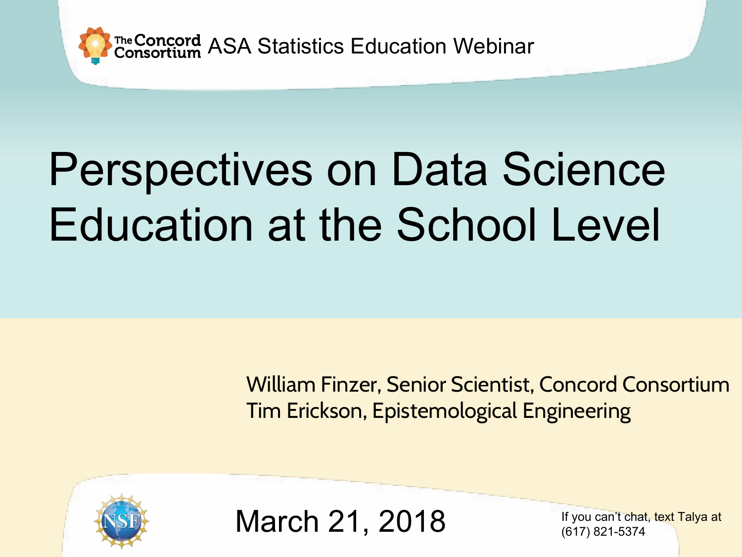The Concord Consortium ASA Statistics Education Webinar

# Perspectives on Data Science Education at the School Level

William Finzer, Senior Scientist, Concord Consortium
Tim Erickson, Epistemological Engineering

March 21, 2018

If you can't chat, text Talya at (617) 821-5374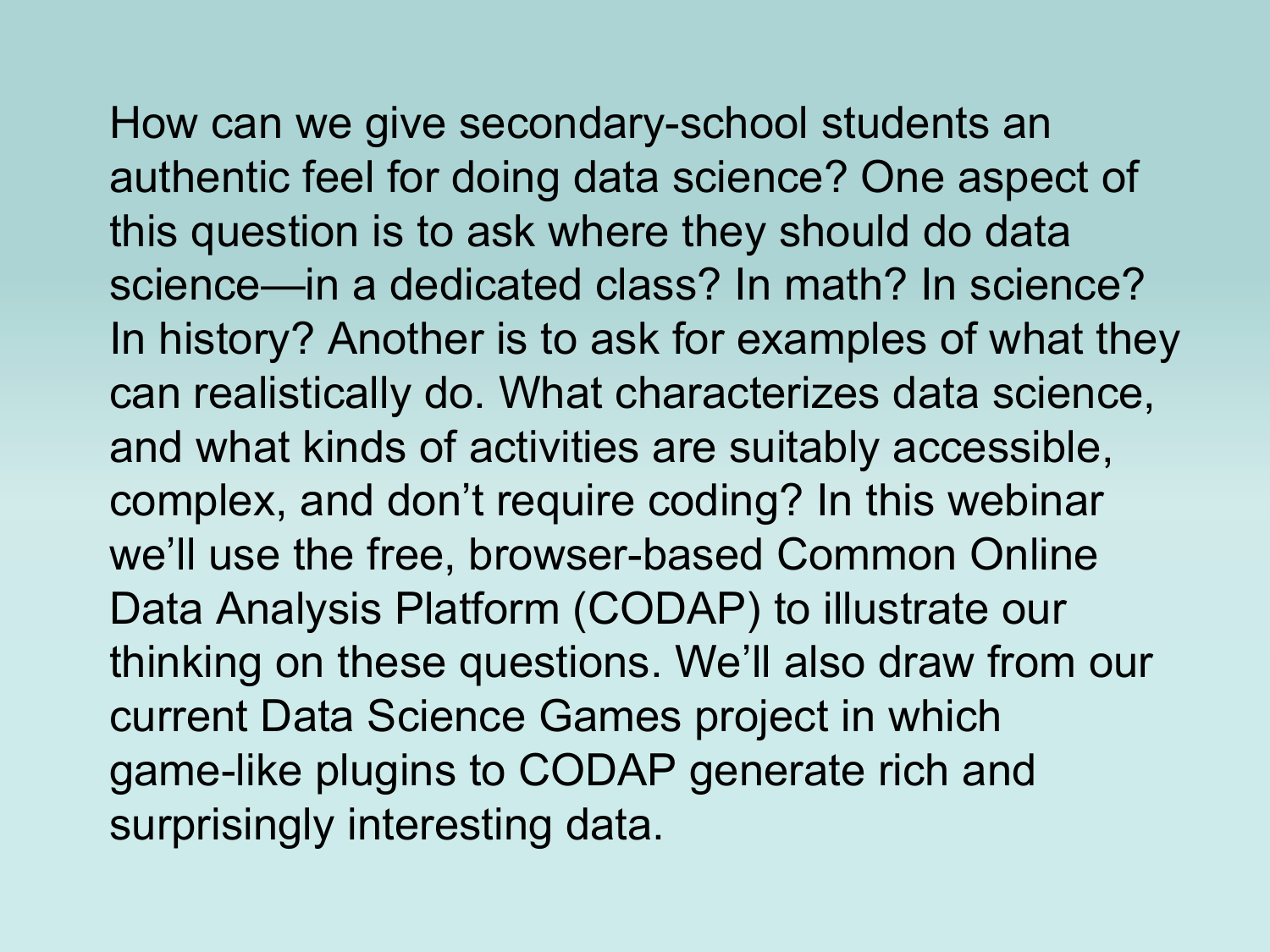How can we give secondary-school students an authentic feel for doing data science? One aspect of this question is to ask where they should do data science—in a dedicated class? In math? In science? In history? Another is to ask for examples of what they can realistically do. What characterizes data science, and what kinds of activities are suitably accessible, complex, and don't require coding? In this webinar we'll use the free, browser-based Common Online Data Analysis Platform (CODAP) to illustrate our thinking on these questions. We'll also draw from our current Data Science Games project in which game-like plugins to CODAP generate rich and surprisingly interesting data.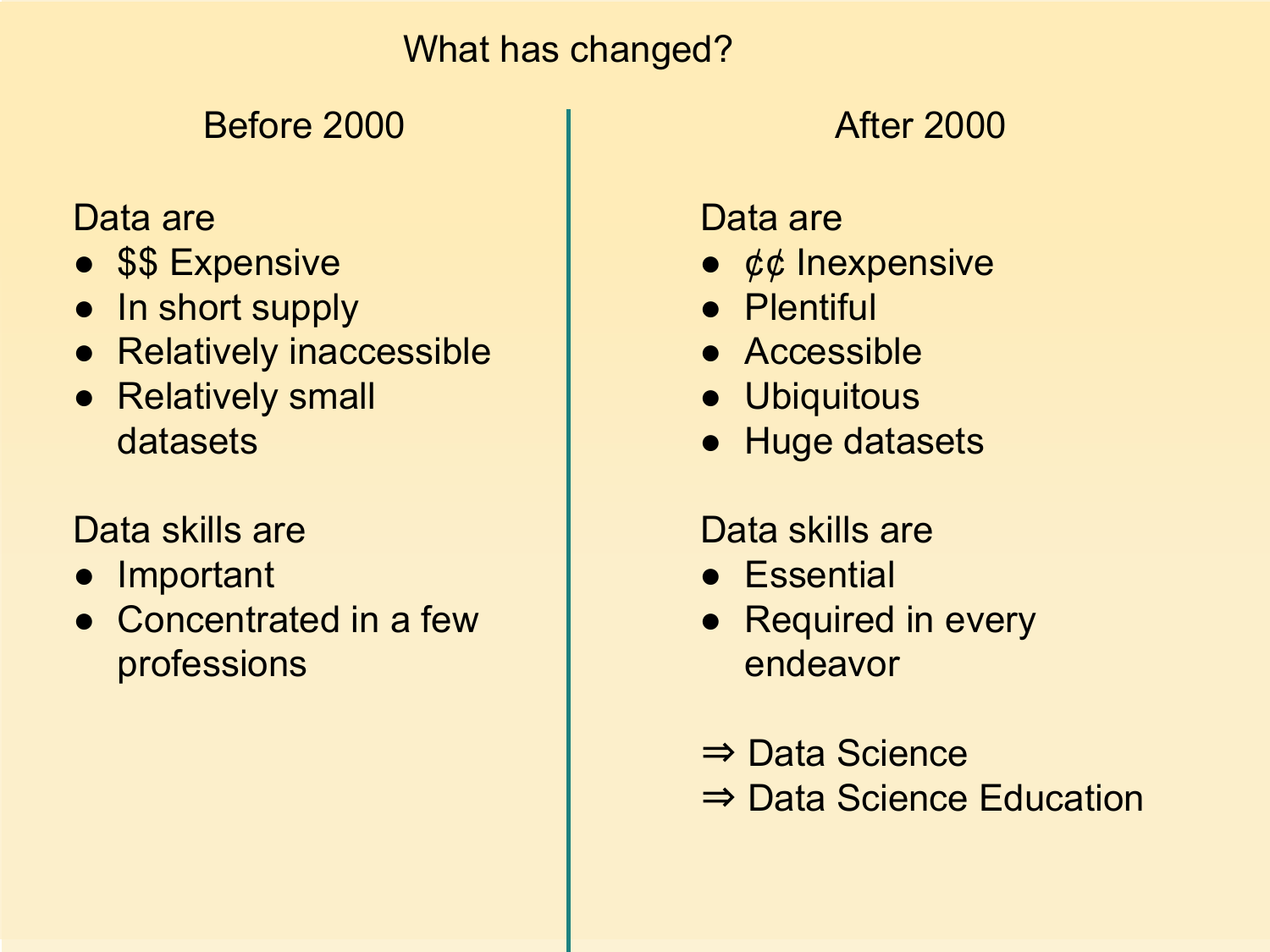# What has changed?

## Before 2000

Data are

- $$ Expensive
- In short supply
- Relatively inaccessible
- Relatively small datasets

Data skills are

- Important
- Concentrated in a few professions

## After 2000

Data are

- ¢¢ Inexpensive
- Plentiful
- Accessible
- Ubiquitous
- Huge datasets

Data skills are

- Essential
- Required in every endeavor

⇒ Data Science
⇒ Data Science Education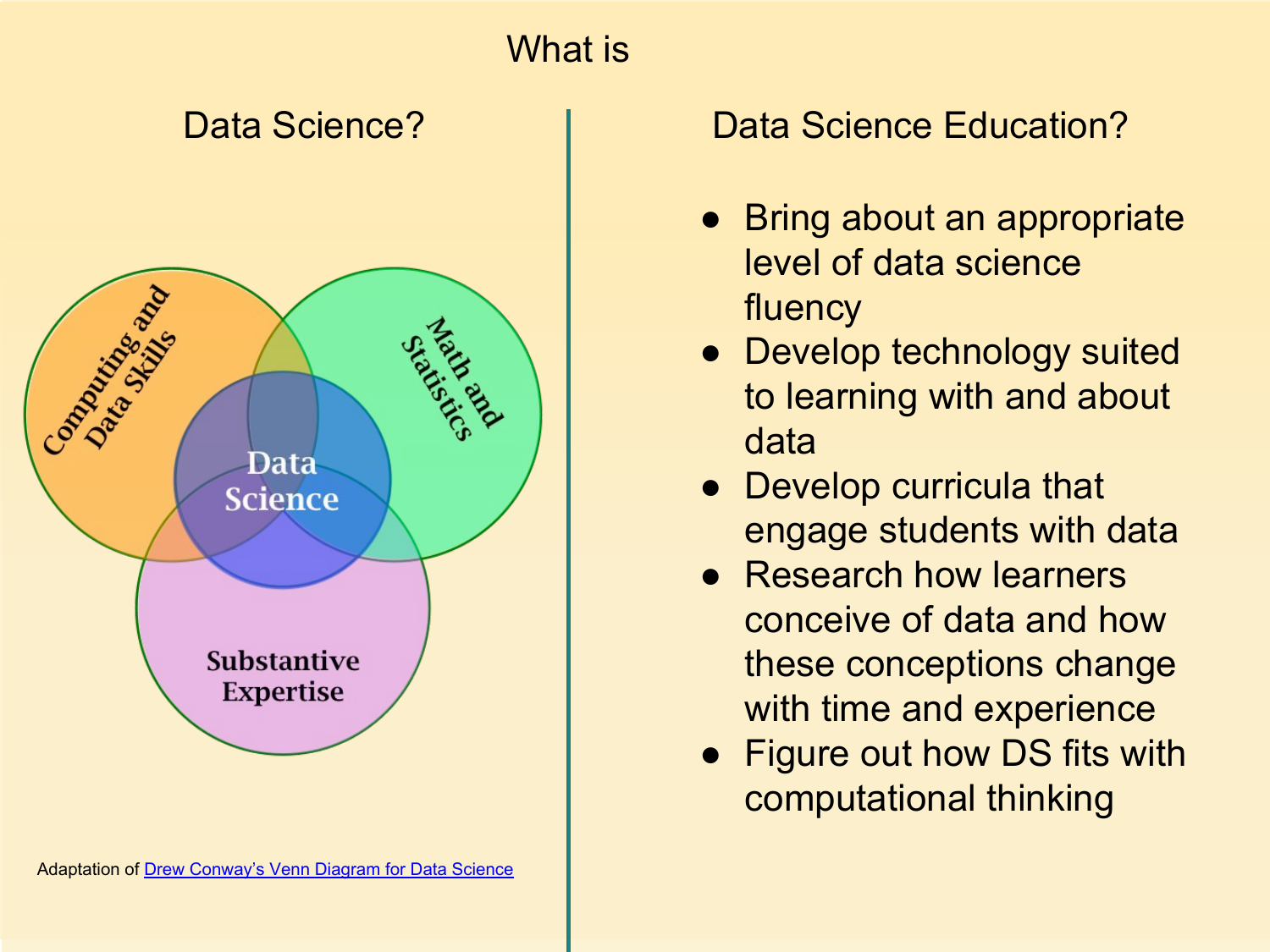# What is

## Data Science?

Computing and Data Skills

Math and Statistics

Substantive Expertise

Data Science

Adaptation of [Drew Conway's Venn Diagram for Data Science]

## Data Science Education?

- Bring about an appropriate level of data science fluency
- Develop technology suited to learning with and about data
- Develop curricula that engage students with data
- Research how learners conceive of data and how these conceptions change with time and experience
- Figure out how DS fits with computational thinking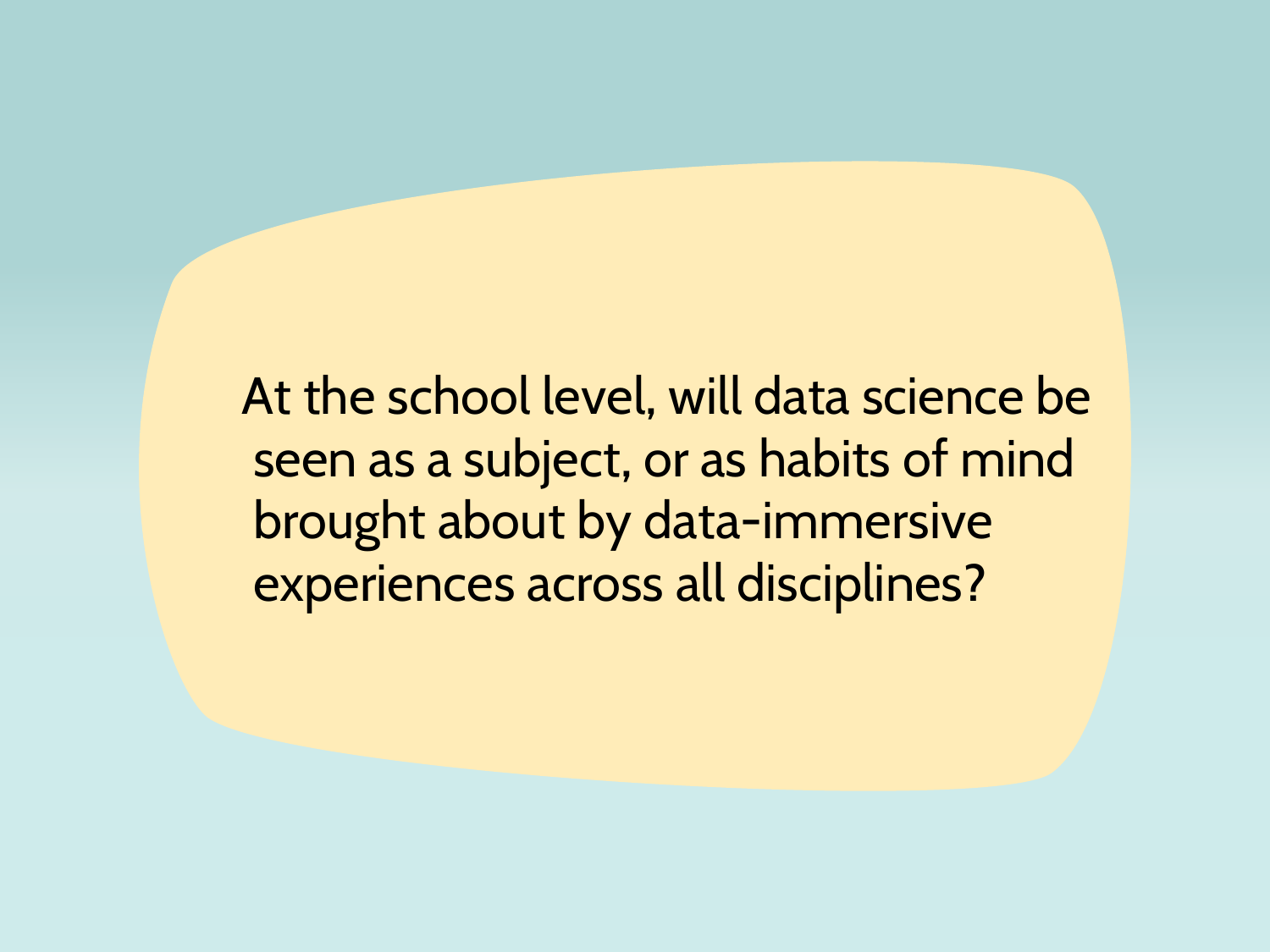At the school level, will data science be seen as a subject, or as habits of mind brought about by data-immersive experiences across all disciplines?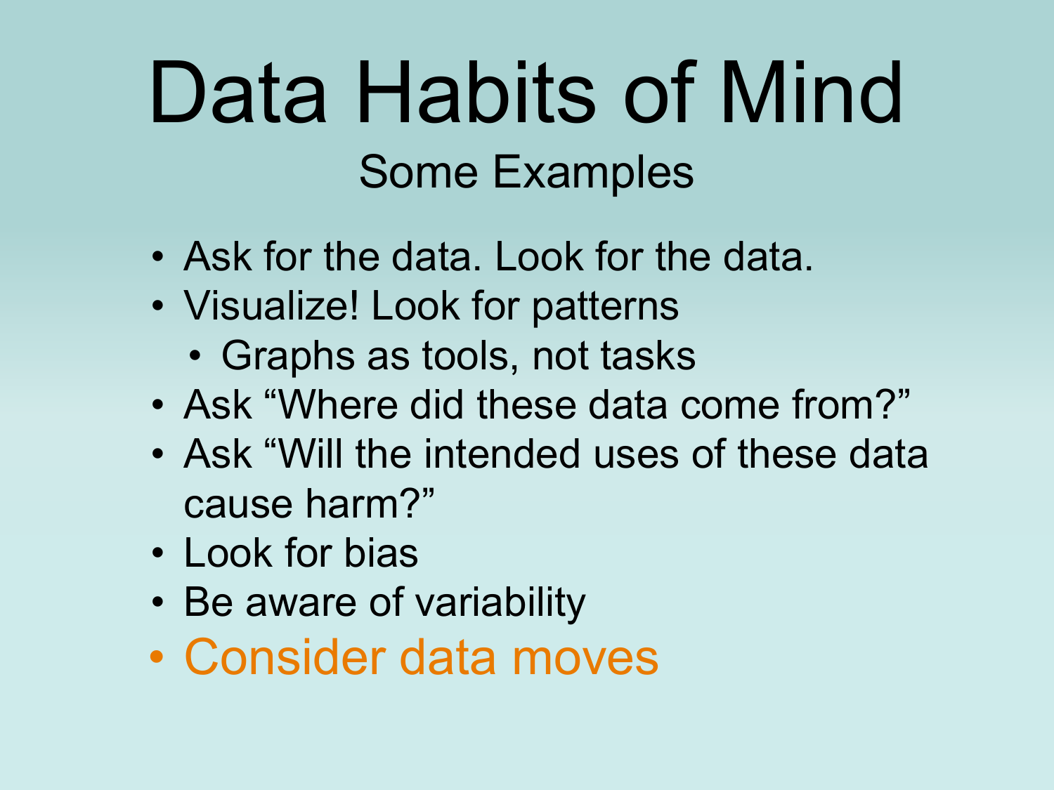# Data Habits of Mind

## Some Examples

- Ask for the data. Look for the data.
- Visualize! Look for patterns
  - Graphs as tools, not tasks
- Ask “Where did these data come from?”
- Ask “Will the intended uses of these data cause harm?”
- Look for bias
- Be aware of variability
- Consider data moves